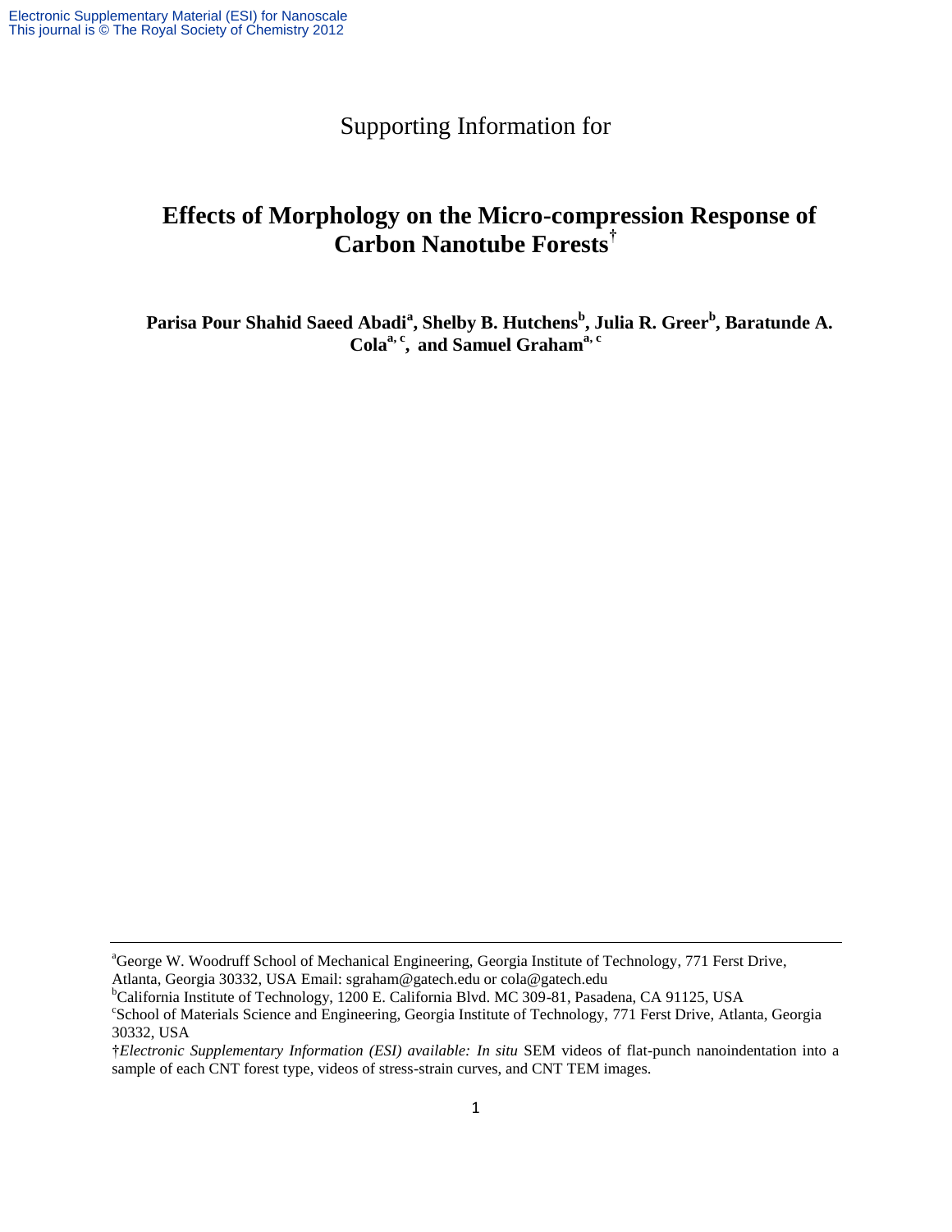Supporting Information for

# Effects of Morphology on the Micro-compression Response of Carbon Nanotube Forests†

**Parisa Pour Shahid Saeed Abadi[a], Shelby B. Hutchens[b], Julia R. Greer[b], Baratunde A. Cola[a, c], and Samuel Graham[a, c]**

---

[a]George W. Woodruff School of Mechanical Engineering, Georgia Institute of Technology, 771 Ferst Drive, Atlanta, Georgia 30332, USA Email: sgraham@gatech.edu or cola@gatech.edu

[b]California Institute of Technology, 1200 E. California Blvd. MC 309-81, Pasadena, CA 91125, USA

[c]School of Materials Science and Engineering, Georgia Institute of Technology, 771 Ferst Drive, Atlanta, Georgia 30332, USA

†*Electronic Supplementary Information (ESI) available: In situ* SEM videos of flat-punch nanoindentation into a sample of each CNT forest type, videos of stress-strain curves, and CNT TEM images.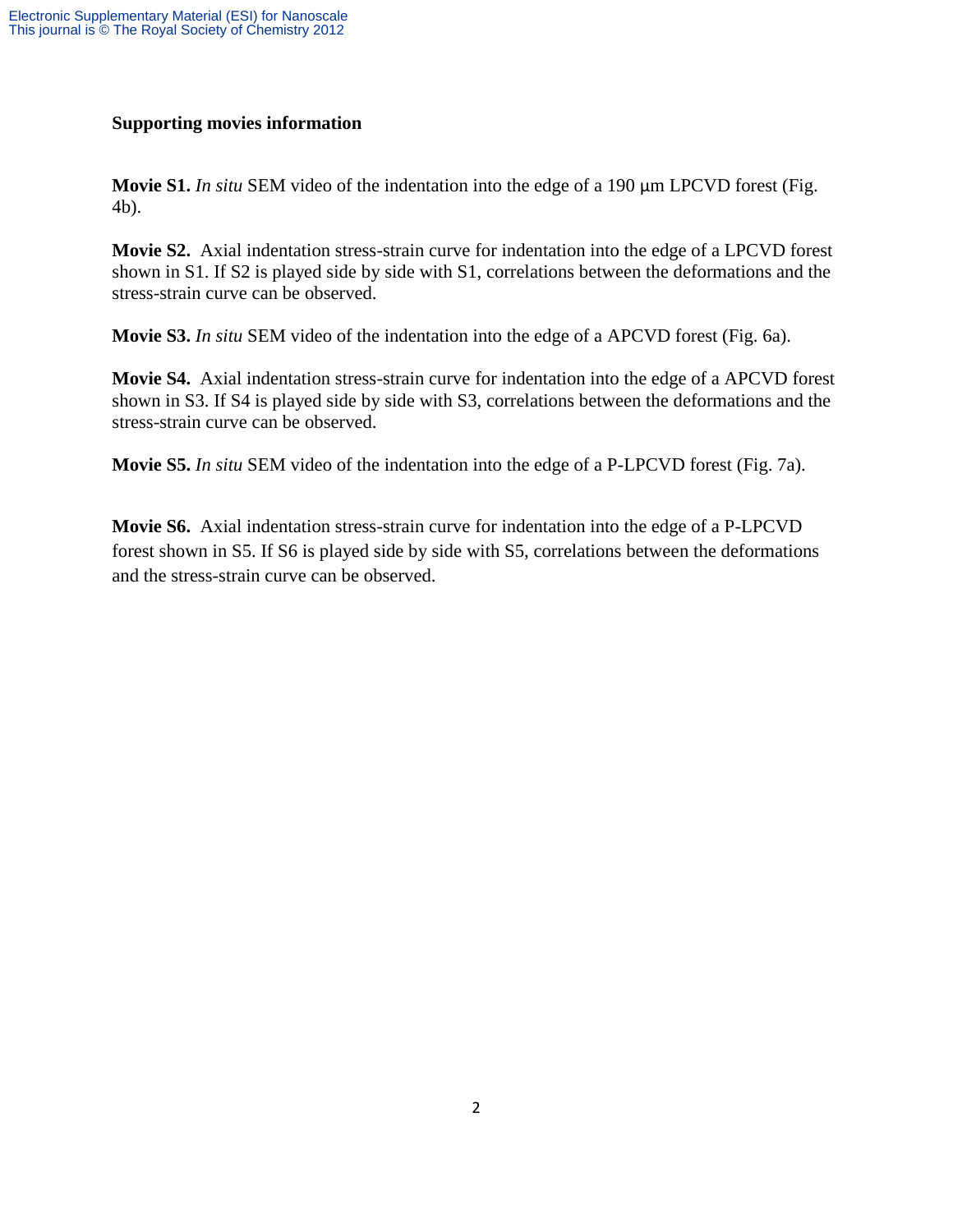**Supporting movies information**

**Movie S1.** *In situ* SEM video of the indentation into the edge of a 190 μm LPCVD forest (Fig. 4b).

**Movie S2.** Axial indentation stress-strain curve for indentation into the edge of a LPCVD forest shown in S1. If S2 is played side by side with S1, correlations between the deformations and the stress-strain curve can be observed.

**Movie S3.** *In situ* SEM video of the indentation into the edge of a APCVD forest (Fig. 6a).

**Movie S4.** Axial indentation stress-strain curve for indentation into the edge of a APCVD forest shown in S3. If S4 is played side by side with S3, correlations between the deformations and the stress-strain curve can be observed.

**Movie S5.** *In situ* SEM video of the indentation into the edge of a P-LPCVD forest (Fig. 7a).

**Movie S6.** Axial indentation stress-strain curve for indentation into the edge of a P-LPCVD forest shown in S5. If S6 is played side by side with S5, correlations between the deformations and the stress-strain curve can be observed.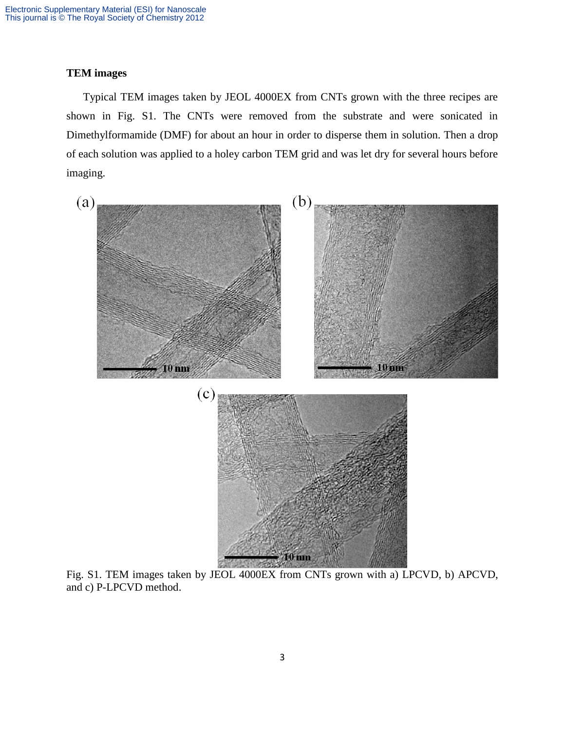### TEM images

Typical TEM images taken by JEOL 4000EX from CNTs grown with the three recipes are shown in Fig. S1. The CNTs were removed from the substrate and were sonicated in Dimethylformamide (DMF) for about an hour in order to disperse them in solution. Then a drop of each solution was applied to a holey carbon TEM grid and was let dry for several hours before imaging.

(a)

10 nm

(b)

10 nm

(c)

10 nm

Fig. S1. TEM images taken by JEOL 4000EX from CNTs grown with a) LPCVD, b) APCVD, and c) P-LPCVD method.